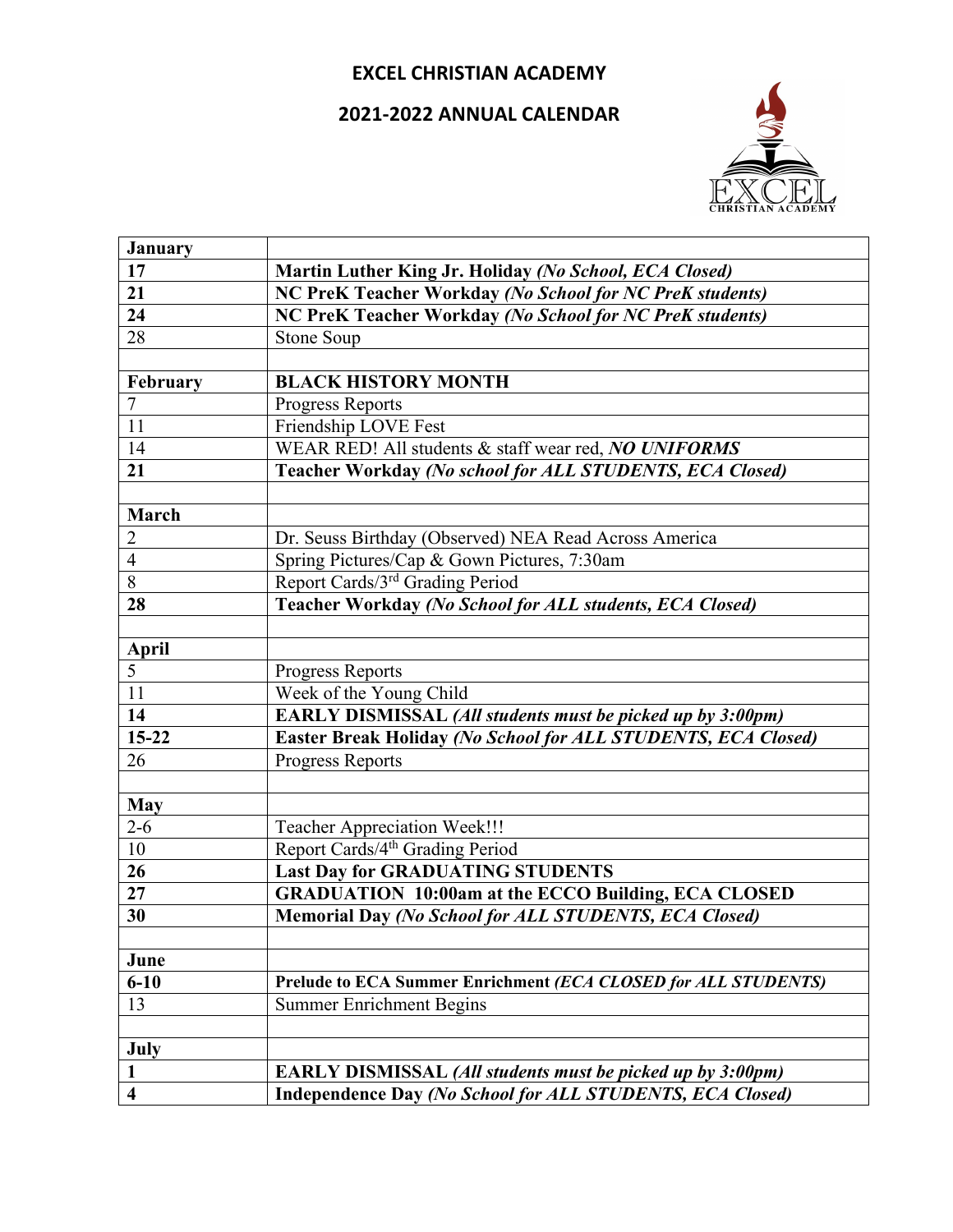# EXCEL CHRISTIAN ACADEMY

## 2021-2022 ANNUAL CALENDAR

| **January** | |
|---|---|
| **17** | **Martin Luther King Jr. Holiday *(No School, ECA Closed)*** |
| **21** | **NC PreK Teacher Workday *(No School for NC PreK students)*** |
| **24** | **NC PreK Teacher Workday *(No School for NC PreK students)*** |
| 28 | Stone Soup |
| | |
| **February** | **BLACK HISTORY MONTH** |
| 7 | Progress Reports |
| 11 | Friendship LOVE Fest |
| 14 | WEAR RED! All students & staff wear red, ***NO UNIFORMS*** |
| **21** | **Teacher Workday *(No school for ALL STUDENTS, ECA Closed)*** |
| | |
| **March** | |
| 2 | Dr. Seuss Birthday (Observed) NEA Read Across America |
| 4 | Spring Pictures/Cap & Gown Pictures, 7:30am |
| 8 | Report Cards/3rd Grading Period |
| **28** | **Teacher Workday *(No School for ALL students, ECA Closed)*** |
| | |
| **April** | |
| 5 | Progress Reports |
| 11 | Week of the Young Child |
| **14** | **EARLY DISMISSAL *(All students must be picked up by 3:00pm)*** |
| **15-22** | **Easter Break Holiday *(No School for ALL STUDENTS, ECA Closed)*** |
| 26 | Progress Reports |
| | |
| **May** | |
| 2-6 | Teacher Appreciation Week!!! |
| 10 | Report Cards/4th Grading Period |
| **26** | **Last Day for GRADUATING STUDENTS** |
| **27** | **GRADUATION 10:00am at the ECCO Building, ECA CLOSED** |
| **30** | **Memorial Day *(No School for ALL STUDENTS, ECA Closed)*** |
| | |
| **June** | |
| **6-10** | **Prelude to ECA Summer Enrichment *(ECA CLOSED for ALL STUDENTS)*** |
| 13 | Summer Enrichment Begins |
| | |
| **July** | |
| **1** | **EARLY DISMISSAL *(All students must be picked up by 3:00pm)*** |
| **4** | **Independence Day *(No School for ALL STUDENTS, ECA Closed)*** |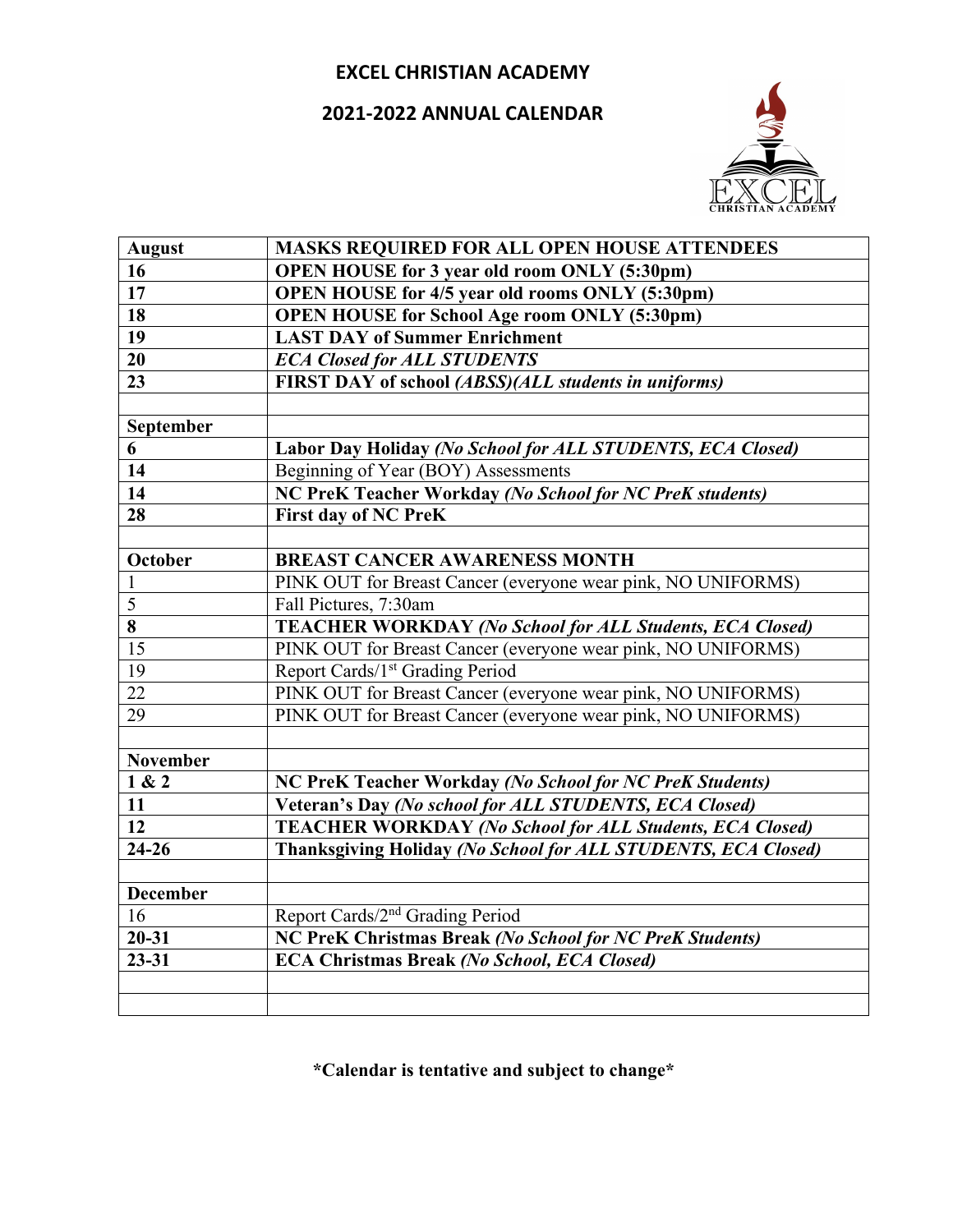# EXCEL CHRISTIAN ACADEMY

## 2021-2022 ANNUAL CALENDAR

| | |
|---|---|
| **August** | **MASKS REQUIRED FOR ALL OPEN HOUSE ATTENDEES** |
| **16** | **OPEN HOUSE for 3 year old room ONLY (5:30pm)** |
| **17** | **OPEN HOUSE for 4/5 year old rooms ONLY (5:30pm)** |
| **18** | **OPEN HOUSE for School Age room ONLY (5:30pm)** |
| **19** | **LAST DAY of Summer Enrichment** |
| **20** | ***ECA Closed for ALL STUDENTS*** |
| **23** | **FIRST DAY of school *(ABSS)(ALL students in uniforms)*** |
| | |
| **September** | |
| **6** | **Labor Day Holiday *(No School for ALL STUDENTS, ECA Closed)*** |
| **14** | Beginning of Year (BOY) Assessments |
| **14** | **NC PreK Teacher Workday *(No School for NC PreK students)*** |
| **28** | **First day of NC PreK** |
| | |
| **October** | **BREAST CANCER AWARENESS MONTH** |
| 1 | PINK OUT for Breast Cancer (everyone wear pink, NO UNIFORMS) |
| 5 | Fall Pictures, 7:30am |
| **8** | **TEACHER WORKDAY *(No School for ALL Students, ECA Closed)*** |
| 15 | PINK OUT for Breast Cancer (everyone wear pink, NO UNIFORMS) |
| 19 | Report Cards/1st Grading Period |
| 22 | PINK OUT for Breast Cancer (everyone wear pink, NO UNIFORMS) |
| 29 | PINK OUT for Breast Cancer (everyone wear pink, NO UNIFORMS) |
| | |
| **November** | |
| **1 & 2** | **NC PreK Teacher Workday *(No School for NC PreK Students)*** |
| **11** | **Veteran's Day *(No school for ALL STUDENTS, ECA Closed)*** |
| **12** | **TEACHER WORKDAY *(No School for ALL Students, ECA Closed)*** |
| **24-26** | **Thanksgiving Holiday *(No School for ALL STUDENTS, ECA Closed)*** |
| | |
| **December** | |
| 16 | Report Cards/2nd Grading Period |
| **20-31** | **NC PreK Christmas Break *(No School for NC PreK Students)*** |
| **23-31** | **ECA Christmas Break *(No School, ECA Closed)*** |
| | |
| | |

**\*Calendar is tentative and subject to change\***